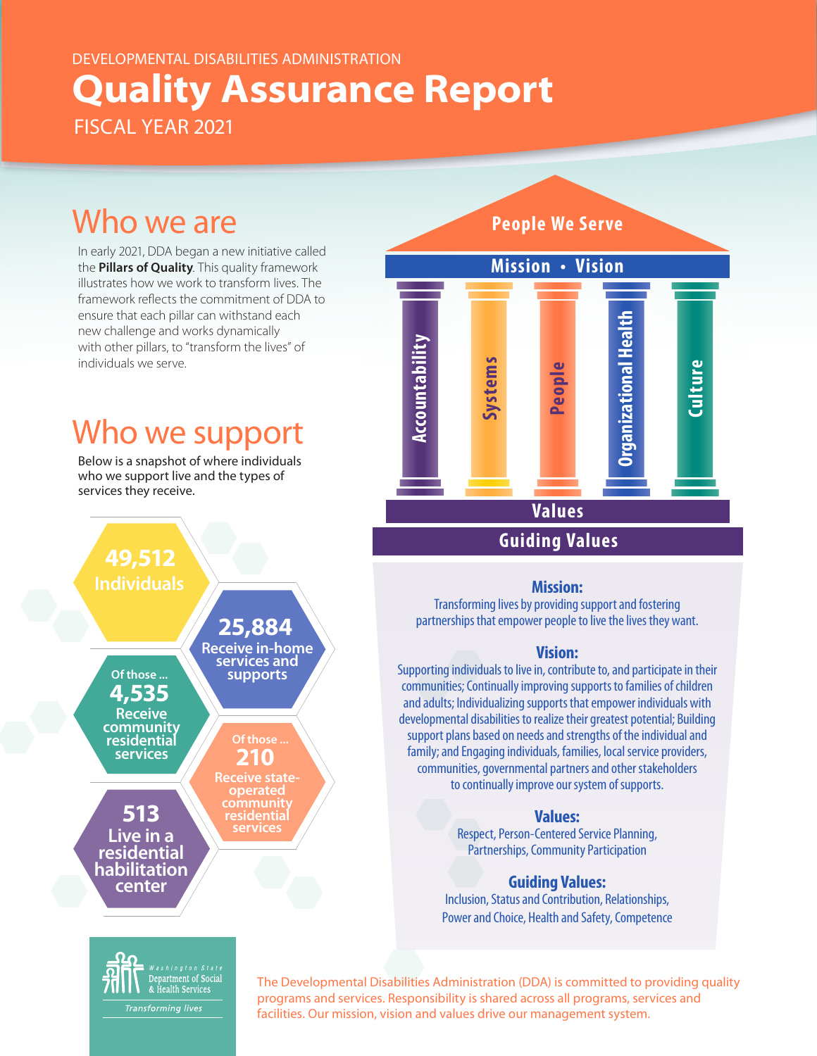DEVELOPMENTAL DISABILITIES ADMINISTRATION

# Quality Assurance Report

FISCAL YEAR 2021

## Who we are

In early 2021, DDA began a new initiative called the **Pillars of Quality**. This quality framework illustrates how we work to transform lives. The framework reflects the commitment of DDA to ensure that each pillar can withstand each new challenge and works dynamically with other pillars, to "transform the lives" of individuals we serve.

## Who we support

Below is a snapshot of where individuals who we support live and the types of services they receive.

**49,512** Individuals

**25,884** Receive in-home services and supports

Of those ... **4,535** Receive community residential services

Of those ... **210** Receive state-operated community residential services

**513** Live in a residential habilitation center

People We Serve

Mission • Vision

Accountability | Systems | People | Organizational Health | Culture

Values

Guiding Values

### Mission:

Transforming lives by providing support and fostering partnerships that empower people to live the lives they want.

### Vision:

Supporting individuals to live in, contribute to, and participate in their communities; Continually improving supports to families of children and adults; Individualizing supports that empower individuals with developmental disabilities to realize their greatest potential; Building support plans based on needs and strengths of the individual and family; and Engaging individuals, families, local service providers, communities, governmental partners and other stakeholders to continually improve our system of supports.

### Values:

Respect, Person-Centered Service Planning, Partnerships, Community Participation

### Guiding Values:

Inclusion, Status and Contribution, Relationships, Power and Choice, Health and Safety, Competence

Washington State Department of Social & Health Services

*Transforming lives*

The Developmental Disabilities Administration (DDA) is committed to providing quality programs and services. Responsibility is shared across all programs, services and facilities. Our mission, vision and values drive our management system.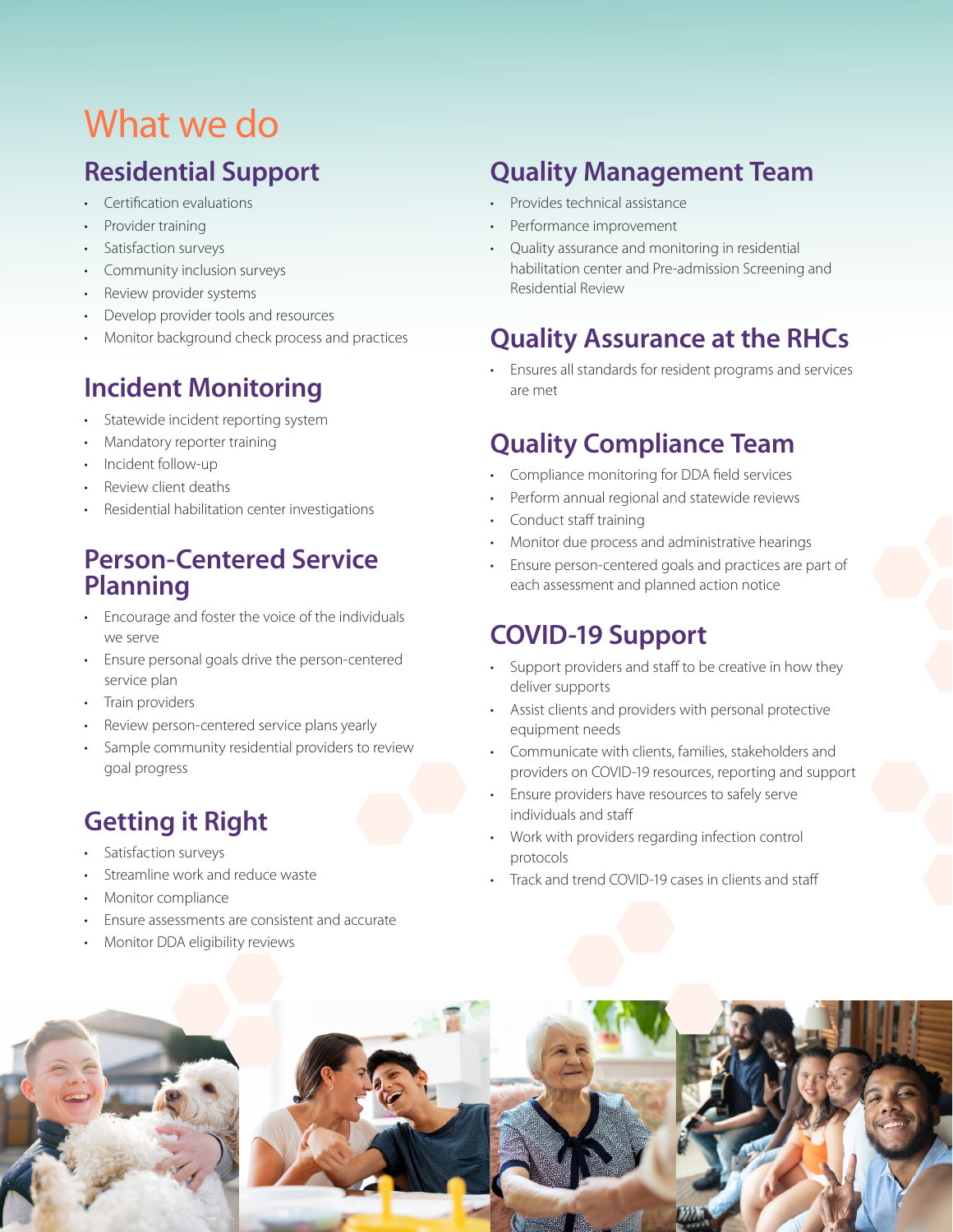# What we do

## Residential Support

- Certification evaluations
- Provider training
- Satisfaction surveys
- Community inclusion surveys
- Review provider systems
- Develop provider tools and resources
- Monitor background check process and practices

## Incident Monitoring

- Statewide incident reporting system
- Mandatory reporter training
- Incident follow-up
- Review client deaths
- Residential habilitation center investigations

## Person-Centered Service Planning

- Encourage and foster the voice of the individuals we serve
- Ensure personal goals drive the person-centered service plan
- Train providers
- Review person-centered service plans yearly
- Sample community residential providers to review goal progress

## Getting it Right

- Satisfaction surveys
- Streamline work and reduce waste
- Monitor compliance
- Ensure assessments are consistent and accurate
- Monitor DDA eligibility reviews

## Quality Management Team

- Provides technical assistance
- Performance improvement
- Quality assurance and monitoring in residential habilitation center and Pre-admission Screening and Residential Review

## Quality Assurance at the RHCs

- Ensures all standards for resident programs and services are met

## Quality Compliance Team

- Compliance monitoring for DDA field services
- Perform annual regional and statewide reviews
- Conduct staff training
- Monitor due process and administrative hearings
- Ensure person-centered goals and practices are part of each assessment and planned action notice

## COVID-19 Support

- Support providers and staff to be creative in how they deliver supports
- Assist clients and providers with personal protective equipment needs
- Communicate with clients, families, stakeholders and providers on COVID-19 resources, reporting and support
- Ensure providers have resources to safely serve individuals and staff
- Work with providers regarding infection control protocols
- Track and trend COVID-19 cases in clients and staff